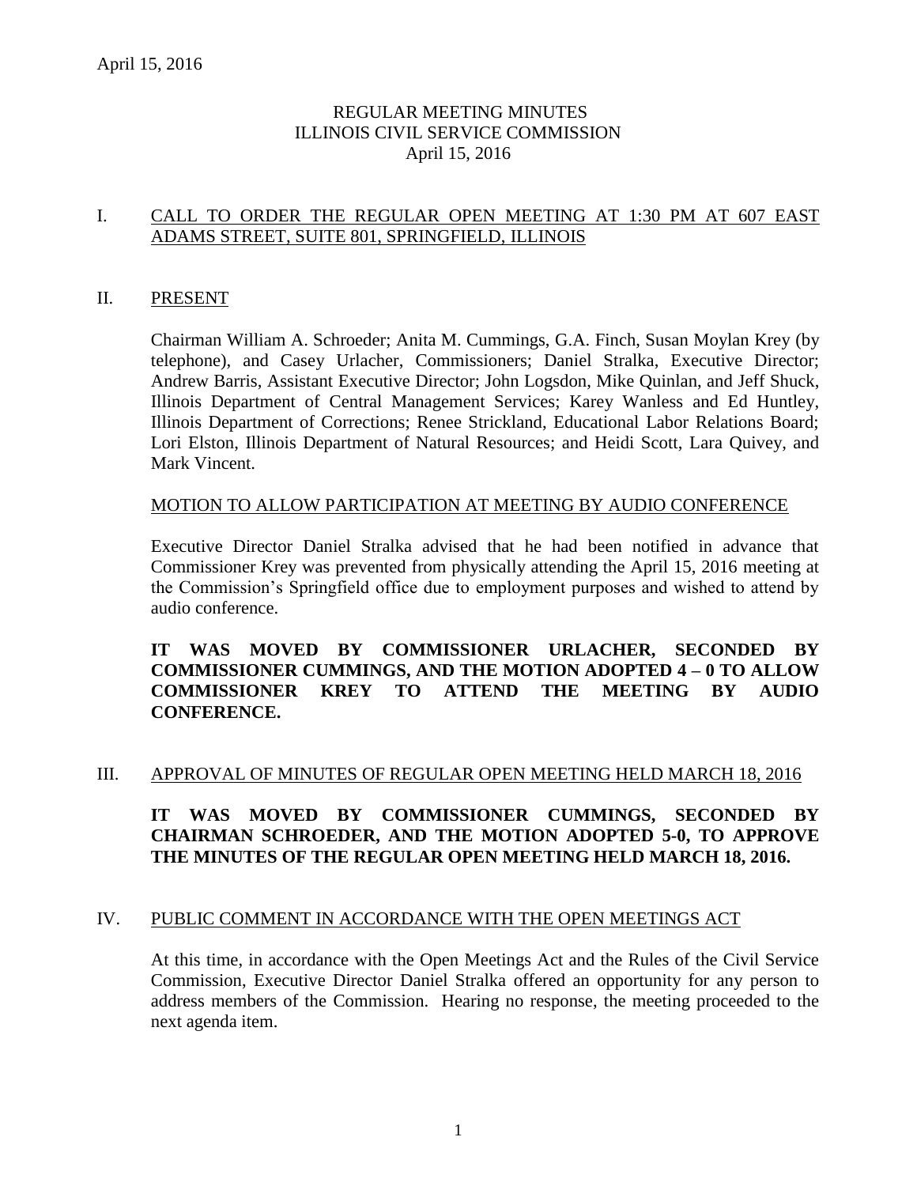REGULAR MEETING MINUTES
ILLINOIS CIVIL SERVICE COMMISSION
April 15, 2016

## I. CALL TO ORDER THE REGULAR OPEN MEETING AT 1:30 PM AT 607 EAST ADAMS STREET, SUITE 801, SPRINGFIELD, ILLINOIS

## II. PRESENT

Chairman William A. Schroeder; Anita M. Cummings, G.A. Finch, Susan Moylan Krey (by telephone), and Casey Urlacher, Commissioners; Daniel Stralka, Executive Director; Andrew Barris, Assistant Executive Director; John Logsdon, Mike Quinlan, and Jeff Shuck, Illinois Department of Central Management Services; Karey Wanless and Ed Huntley, Illinois Department of Corrections; Renee Strickland, Educational Labor Relations Board; Lori Elston, Illinois Department of Natural Resources; and Heidi Scott, Lara Quivey, and Mark Vincent.

### MOTION TO ALLOW PARTICIPATION AT MEETING BY AUDIO CONFERENCE

Executive Director Daniel Stralka advised that he had been notified in advance that Commissioner Krey was prevented from physically attending the April 15, 2016 meeting at the Commission's Springfield office due to employment purposes and wished to attend by audio conference.

**IT WAS MOVED BY COMMISSIONER URLACHER, SECONDED BY COMMISSIONER CUMMINGS, AND THE MOTION ADOPTED 4 – 0 TO ALLOW COMMISSIONER KREY TO ATTEND THE MEETING BY AUDIO CONFERENCE.**

## III. APPROVAL OF MINUTES OF REGULAR OPEN MEETING HELD MARCH 18, 2016

**IT WAS MOVED BY COMMISSIONER CUMMINGS, SECONDED BY CHAIRMAN SCHROEDER, AND THE MOTION ADOPTED 5-0, TO APPROVE THE MINUTES OF THE REGULAR OPEN MEETING HELD MARCH 18, 2016.**

## IV. PUBLIC COMMENT IN ACCORDANCE WITH THE OPEN MEETINGS ACT

At this time, in accordance with the Open Meetings Act and the Rules of the Civil Service Commission, Executive Director Daniel Stralka offered an opportunity for any person to address members of the Commission. Hearing no response, the meeting proceeded to the next agenda item.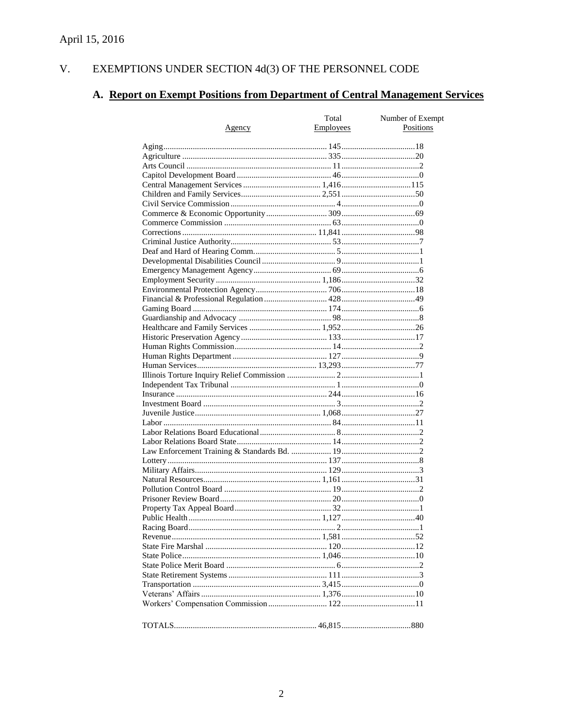April 15, 2016

## V. EXEMPTIONS UNDER SECTION 4d(3) OF THE PERSONNEL CODE

### A. **Report on Exempt Positions from Department of Central Management Services**

| Agency | Total Employees | Number of Exempt Positions |
|---|---|---|
| Aging | 145 | 18 |
| Agriculture | 335 | 20 |
| Arts Council | 11 | 2 |
| Capitol Development Board | 46 | 0 |
| Central Management Services | 1,416 | 115 |
| Children and Family Services | 2,551 | 50 |
| Civil Service Commission | 4 | 0 |
| Commerce & Economic Opportunity | 309 | 69 |
| Commerce Commission | 63 | 0 |
| Corrections | 11,841 | 98 |
| Criminal Justice Authority | 53 | 7 |
| Deaf and Hard of Hearing Comm. | 5 | 1 |
| Developmental Disabilities Council | 9 | 1 |
| Emergency Management Agency | 69 | 6 |
| Employment Security | 1,186 | 32 |
| Environmental Protection Agency | 706 | 18 |
| Financial & Professional Regulation | 428 | 49 |
| Gaming Board | 174 | 6 |
| Guardianship and Advocacy | 98 | 8 |
| Healthcare and Family Services | 1,952 | 26 |
| Historic Preservation Agency | 133 | 17 |
| Human Rights Commission | 14 | 2 |
| Human Rights Department | 127 | 9 |
| Human Services | 13,293 | 77 |
| Illinois Torture Inquiry Relief Commission | 2 | 1 |
| Independent Tax Tribunal | 1 | 0 |
| Insurance | 244 | 16 |
| Investment Board | 3 | 2 |
| Juvenile Justice | 1,068 | 27 |
| Labor | 84 | 11 |
| Labor Relations Board Educational | 8 | 2 |
| Labor Relations Board State | 14 | 2 |
| Law Enforcement Training & Standards Bd. | 19 | 2 |
| Lottery | 137 | 8 |
| Military Affairs | 129 | 3 |
| Natural Resources | 1,161 | 31 |
| Pollution Control Board | 19 | 2 |
| Prisoner Review Board | 20 | 0 |
| Property Tax Appeal Board | 32 | 1 |
| Public Health | 1,127 | 40 |
| Racing Board | 2 | 1 |
| Revenue | 1,581 | 52 |
| State Fire Marshal | 120 | 12 |
| State Police | 1,046 | 10 |
| State Police Merit Board | 6 | 2 |
| State Retirement Systems | 111 | 3 |
| Transportation | 3,415 | 0 |
| Veterans' Affairs | 1,376 | 10 |
| Workers' Compensation Commission | 122 | 11 |
| TOTALS | 46,815 | 880 |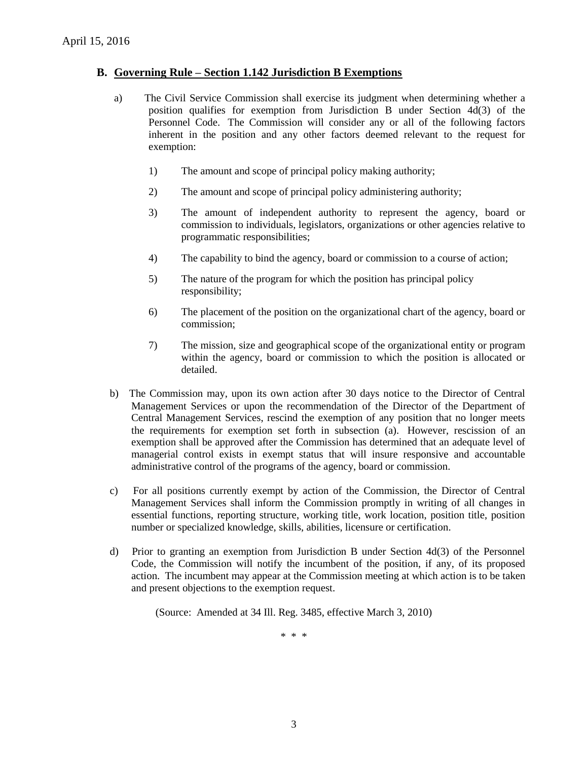## B. Governing Rule – Section 1.142 Jurisdiction B Exemptions

a) The Civil Service Commission shall exercise its judgment when determining whether a position qualifies for exemption from Jurisdiction B under Section 4d(3) of the Personnel Code. The Commission will consider any or all of the following factors inherent in the position and any other factors deemed relevant to the request for exemption:

1) The amount and scope of principal policy making authority;

2) The amount and scope of principal policy administering authority;

3) The amount of independent authority to represent the agency, board or commission to individuals, legislators, organizations or other agencies relative to programmatic responsibilities;

4) The capability to bind the agency, board or commission to a course of action;

5) The nature of the program for which the position has principal policy responsibility;

6) The placement of the position on the organizational chart of the agency, board or commission;

7) The mission, size and geographical scope of the organizational entity or program within the agency, board or commission to which the position is allocated or detailed.

b) The Commission may, upon its own action after 30 days notice to the Director of Central Management Services or upon the recommendation of the Director of the Department of Central Management Services, rescind the exemption of any position that no longer meets the requirements for exemption set forth in subsection (a). However, rescission of an exemption shall be approved after the Commission has determined that an adequate level of managerial control exists in exempt status that will insure responsive and accountable administrative control of the programs of the agency, board or commission.

c) For all positions currently exempt by action of the Commission, the Director of Central Management Services shall inform the Commission promptly in writing of all changes in essential functions, reporting structure, working title, work location, position title, position number or specialized knowledge, skills, abilities, licensure or certification.

d) Prior to granting an exemption from Jurisdiction B under Section 4d(3) of the Personnel Code, the Commission will notify the incumbent of the position, if any, of its proposed action. The incumbent may appear at the Commission meeting at which action is to be taken and present objections to the exemption request.

(Source: Amended at 34 Ill. Reg. 3485, effective March 3, 2010)

\* \* \*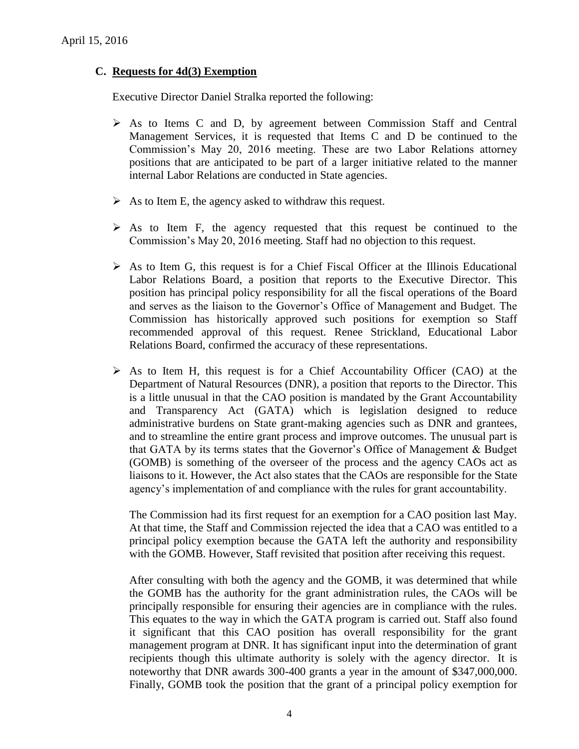## C. Requests for 4d(3) Exemption

Executive Director Daniel Stralka reported the following:

- As to Items C and D, by agreement between Commission Staff and Central Management Services, it is requested that Items C and D be continued to the Commission's May 20, 2016 meeting. These are two Labor Relations attorney positions that are anticipated to be part of a larger initiative related to the manner internal Labor Relations are conducted in State agencies.

- As to Item E, the agency asked to withdraw this request.

- As to Item F, the agency requested that this request be continued to the Commission's May 20, 2016 meeting. Staff had no objection to this request.

- As to Item G, this request is for a Chief Fiscal Officer at the Illinois Educational Labor Relations Board, a position that reports to the Executive Director. This position has principal policy responsibility for all the fiscal operations of the Board and serves as the liaison to the Governor's Office of Management and Budget. The Commission has historically approved such positions for exemption so Staff recommended approval of this request. Renee Strickland, Educational Labor Relations Board, confirmed the accuracy of these representations.

- As to Item H, this request is for a Chief Accountability Officer (CAO) at the Department of Natural Resources (DNR), a position that reports to the Director. This is a little unusual in that the CAO position is mandated by the Grant Accountability and Transparency Act (GATA) which is legislation designed to reduce administrative burdens on State grant-making agencies such as DNR and grantees, and to streamline the entire grant process and improve outcomes. The unusual part is that GATA by its terms states that the Governor's Office of Management & Budget (GOMB) is something of the overseer of the process and the agency CAOs act as liaisons to it. However, the Act also states that the CAOs are responsible for the State agency's implementation of and compliance with the rules for grant accountability.

  The Commission had its first request for an exemption for a CAO position last May. At that time, the Staff and Commission rejected the idea that a CAO was entitled to a principal policy exemption because the GATA left the authority and responsibility with the GOMB. However, Staff revisited that position after receiving this request.

  After consulting with both the agency and the GOMB, it was determined that while the GOMB has the authority for the grant administration rules, the CAOs will be principally responsible for ensuring their agencies are in compliance with the rules. This equates to the way in which the GATA program is carried out. Staff also found it significant that this CAO position has overall responsibility for the grant management program at DNR. It has significant input into the determination of grant recipients though this ultimate authority is solely with the agency director. It is noteworthy that DNR awards 300-400 grants a year in the amount of $347,000,000. Finally, GOMB took the position that the grant of a principal policy exemption for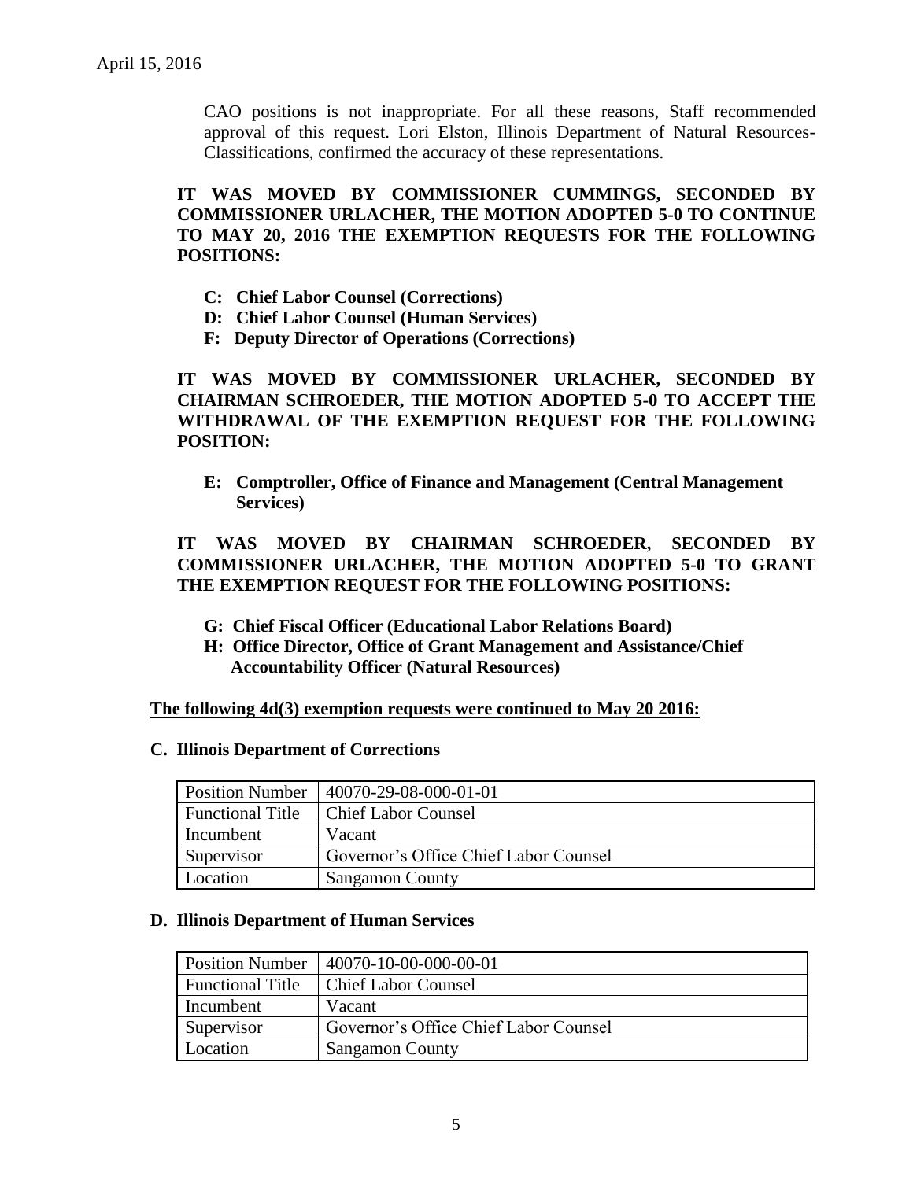CAO positions is not inappropriate. For all these reasons, Staff recommended approval of this request. Lori Elston, Illinois Department of Natural Resources-Classifications, confirmed the accuracy of these representations.

**IT WAS MOVED BY COMMISSIONER CUMMINGS, SECONDED BY COMMISSIONER URLACHER, THE MOTION ADOPTED 5-0 TO CONTINUE TO MAY 20, 2016 THE EXEMPTION REQUESTS FOR THE FOLLOWING POSITIONS:**

- **C: Chief Labor Counsel (Corrections)**
- **D: Chief Labor Counsel (Human Services)**
- **F: Deputy Director of Operations (Corrections)**

**IT WAS MOVED BY COMMISSIONER URLACHER, SECONDED BY CHAIRMAN SCHROEDER, THE MOTION ADOPTED 5-0 TO ACCEPT THE WITHDRAWAL OF THE EXEMPTION REQUEST FOR THE FOLLOWING POSITION:**

- **E: Comptroller, Office of Finance and Management (Central Management Services)**

**IT WAS MOVED BY CHAIRMAN SCHROEDER, SECONDED BY COMMISSIONER URLACHER, THE MOTION ADOPTED 5-0 TO GRANT THE EXEMPTION REQUEST FOR THE FOLLOWING POSITIONS:**

- **G: Chief Fiscal Officer (Educational Labor Relations Board)**
- **H: Office Director, Office of Grant Management and Assistance/Chief Accountability Officer (Natural Resources)**

**The following 4d(3) exemption requests were continued to May 20 2016:**

**C. Illinois Department of Corrections**

| Position Number | 40070-29-08-000-01-01 |
|---|---|
| Functional Title | Chief Labor Counsel |
| Incumbent | Vacant |
| Supervisor | Governor's Office Chief Labor Counsel |
| Location | Sangamon County |

**D. Illinois Department of Human Services**

| Position Number | 40070-10-00-000-00-01 |
|---|---|
| Functional Title | Chief Labor Counsel |
| Incumbent | Vacant |
| Supervisor | Governor's Office Chief Labor Counsel |
| Location | Sangamon County |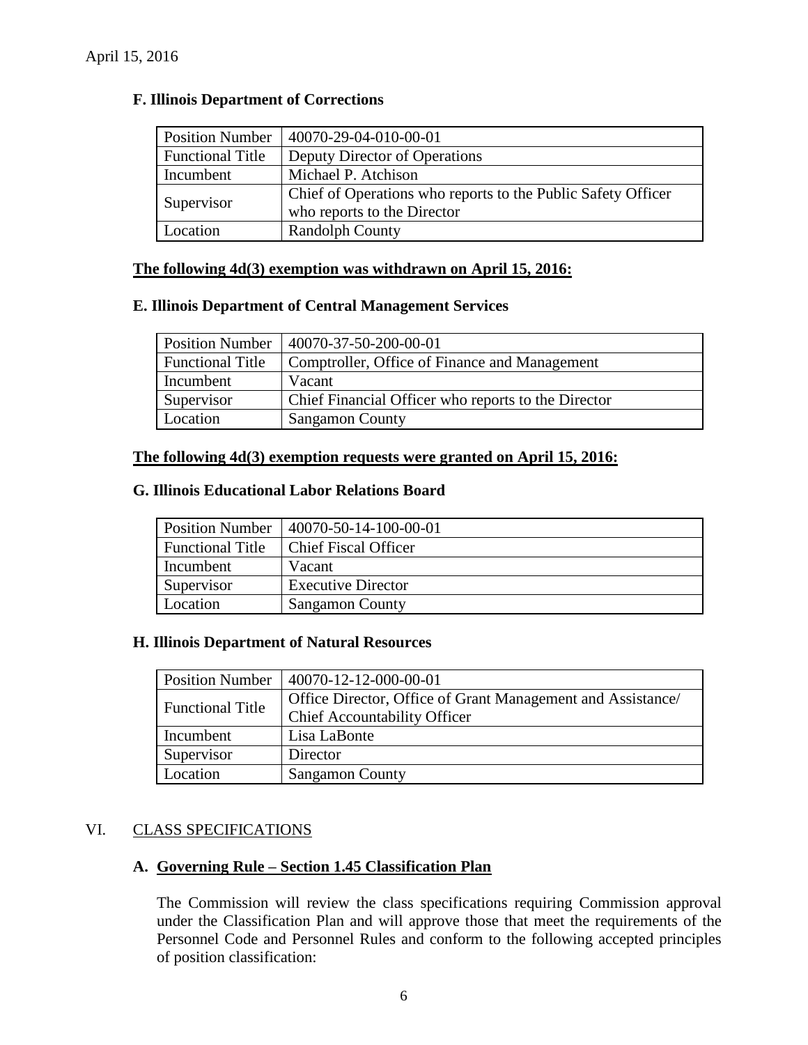April 15, 2016

### F. Illinois Department of Corrections

| Position Number | 40070-29-04-010-00-01 |
|---|---|
| Functional Title | Deputy Director of Operations |
| Incumbent | Michael P. Atchison |
| Supervisor | Chief of Operations who reports to the Public Safety Officer who reports to the Director |
| Location | Randolph County |

**<u>The following 4d(3) exemption was withdrawn on April 15, 2016:</u>**

### E. Illinois Department of Central Management Services

| Position Number | 40070-37-50-200-00-01 |
|---|---|
| Functional Title | Comptroller, Office of Finance and Management |
| Incumbent | Vacant |
| Supervisor | Chief Financial Officer who reports to the Director |
| Location | Sangamon County |

**<u>The following 4d(3) exemption requests were granted on April 15, 2016:</u>**

### G. Illinois Educational Labor Relations Board

| Position Number | 40070-50-14-100-00-01 |
|---|---|
| Functional Title | Chief Fiscal Officer |
| Incumbent | Vacant |
| Supervisor | Executive Director |
| Location | Sangamon County |

### H. Illinois Department of Natural Resources

| Position Number | 40070-12-12-000-00-01 |
|---|---|
| Functional Title | Office Director, Office of Grant Management and Assistance/ Chief Accountability Officer |
| Incumbent | Lisa LaBonte |
| Supervisor | Director |
| Location | Sangamon County |

## VI. CLASS SPECIFICATIONS

### A. Governing Rule – Section 1.45 Classification Plan

The Commission will review the class specifications requiring Commission approval under the Classification Plan and will approve those that meet the requirements of the Personnel Code and Personnel Rules and conform to the following accepted principles of position classification: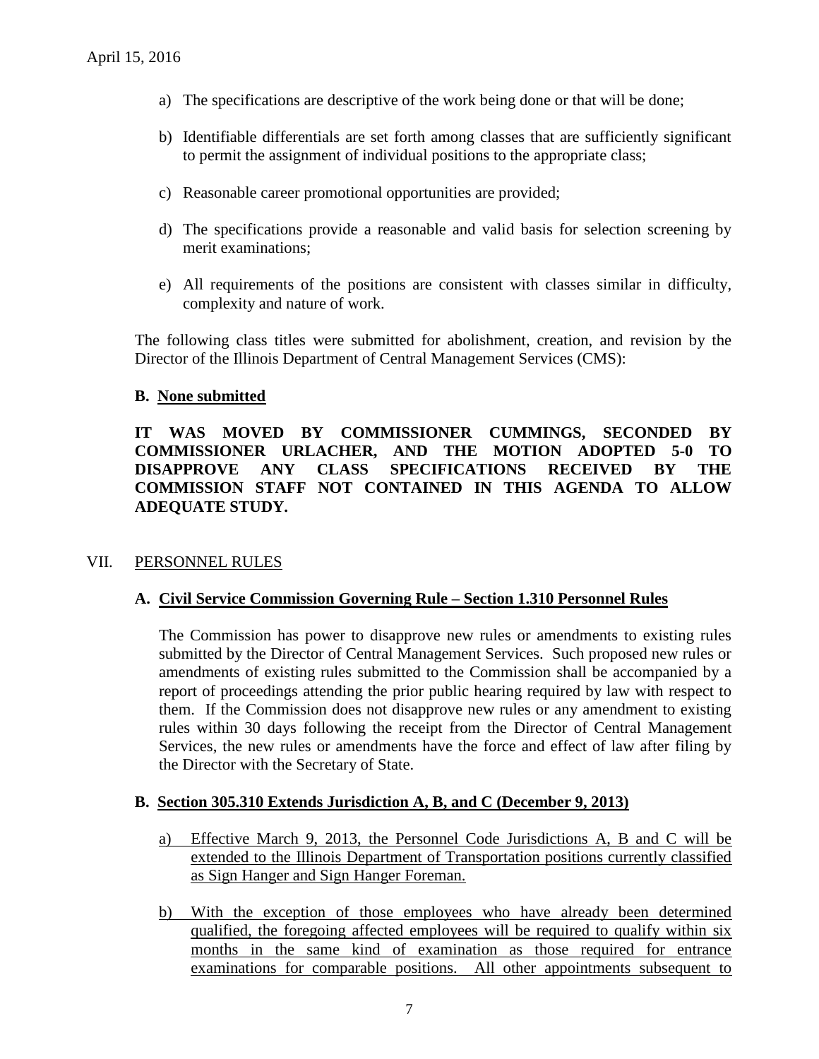a) The specifications are descriptive of the work being done or that will be done;

b) Identifiable differentials are set forth among classes that are sufficiently significant to permit the assignment of individual positions to the appropriate class;

c) Reasonable career promotional opportunities are provided;

d) The specifications provide a reasonable and valid basis for selection screening by merit examinations;

e) All requirements of the positions are consistent with classes similar in difficulty, complexity and nature of work.

The following class titles were submitted for abolishment, creation, and revision by the Director of the Illinois Department of Central Management Services (CMS):

**B. None submitted**

**IT WAS MOVED BY COMMISSIONER CUMMINGS, SECONDED BY COMMISSIONER URLACHER, AND THE MOTION ADOPTED 5-0 TO DISAPPROVE ANY CLASS SPECIFICATIONS RECEIVED BY THE COMMISSION STAFF NOT CONTAINED IN THIS AGENDA TO ALLOW ADEQUATE STUDY.**

## VII. PERSONNEL RULES

### A. Civil Service Commission Governing Rule – Section 1.310 Personnel Rules

The Commission has power to disapprove new rules or amendments to existing rules submitted by the Director of Central Management Services. Such proposed new rules or amendments of existing rules submitted to the Commission shall be accompanied by a report of proceedings attending the prior public hearing required by law with respect to them. If the Commission does not disapprove new rules or any amendment to existing rules within 30 days following the receipt from the Director of Central Management Services, the new rules or amendments have the force and effect of law after filing by the Director with the Secretary of State.

### B. Section 305.310 Extends Jurisdiction A, B, and C (December 9, 2013)

a) Effective March 9, 2013, the Personnel Code Jurisdictions A, B and C will be extended to the Illinois Department of Transportation positions currently classified as Sign Hanger and Sign Hanger Foreman.

b) With the exception of those employees who have already been determined qualified, the foregoing affected employees will be required to qualify within six months in the same kind of examination as those required for entrance examinations for comparable positions. All other appointments subsequent to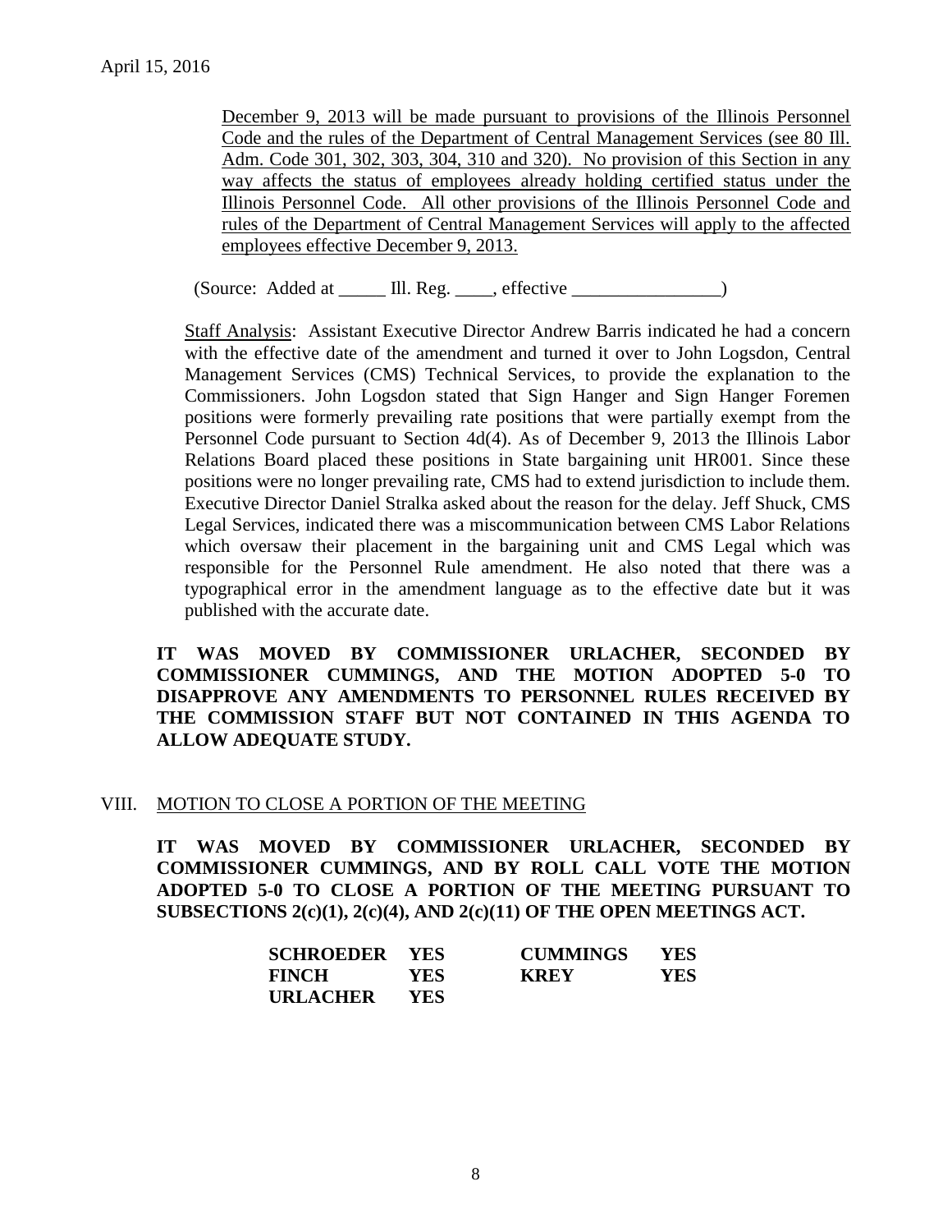December 9, 2013 will be made pursuant to provisions of the Illinois Personnel Code and the rules of the Department of Central Management Services (see 80 Ill. Adm. Code 301, 302, 303, 304, 310 and 320). No provision of this Section in any way affects the status of employees already holding certified status under the Illinois Personnel Code. All other provisions of the Illinois Personnel Code and rules of the Department of Central Management Services will apply to the affected employees effective December 9, 2013.

(Source: Added at _____ Ill. Reg. ____, effective ________________)

Staff Analysis: Assistant Executive Director Andrew Barris indicated he had a concern with the effective date of the amendment and turned it over to John Logsdon, Central Management Services (CMS) Technical Services, to provide the explanation to the Commissioners. John Logsdon stated that Sign Hanger and Sign Hanger Foremen positions were formerly prevailing rate positions that were partially exempt from the Personnel Code pursuant to Section 4d(4). As of December 9, 2013 the Illinois Labor Relations Board placed these positions in State bargaining unit HR001. Since these positions were no longer prevailing rate, CMS had to extend jurisdiction to include them. Executive Director Daniel Stralka asked about the reason for the delay. Jeff Shuck, CMS Legal Services, indicated there was a miscommunication between CMS Labor Relations which oversaw their placement in the bargaining unit and CMS Legal which was responsible for the Personnel Rule amendment. He also noted that there was a typographical error in the amendment language as to the effective date but it was published with the accurate date.

**IT WAS MOVED BY COMMISSIONER URLACHER, SECONDED BY COMMISSIONER CUMMINGS, AND THE MOTION ADOPTED 5-0 TO DISAPPROVE ANY AMENDMENTS TO PERSONNEL RULES RECEIVED BY THE COMMISSION STAFF BUT NOT CONTAINED IN THIS AGENDA TO ALLOW ADEQUATE STUDY.**

## VIII. MOTION TO CLOSE A PORTION OF THE MEETING

**IT WAS MOVED BY COMMISSIONER URLACHER, SECONDED BY COMMISSIONER CUMMINGS, AND BY ROLL CALL VOTE THE MOTION ADOPTED 5-0 TO CLOSE A PORTION OF THE MEETING PURSUANT TO SUBSECTIONS 2(c)(1), 2(c)(4), AND 2(c)(11) OF THE OPEN MEETINGS ACT.**

| | | | |
|---|---|---|---|
| **SCHROEDER** | **YES** | **CUMMINGS** | **YES** |
| **FINCH** | **YES** | **KREY** | **YES** |
| **URLACHER** | **YES** | | |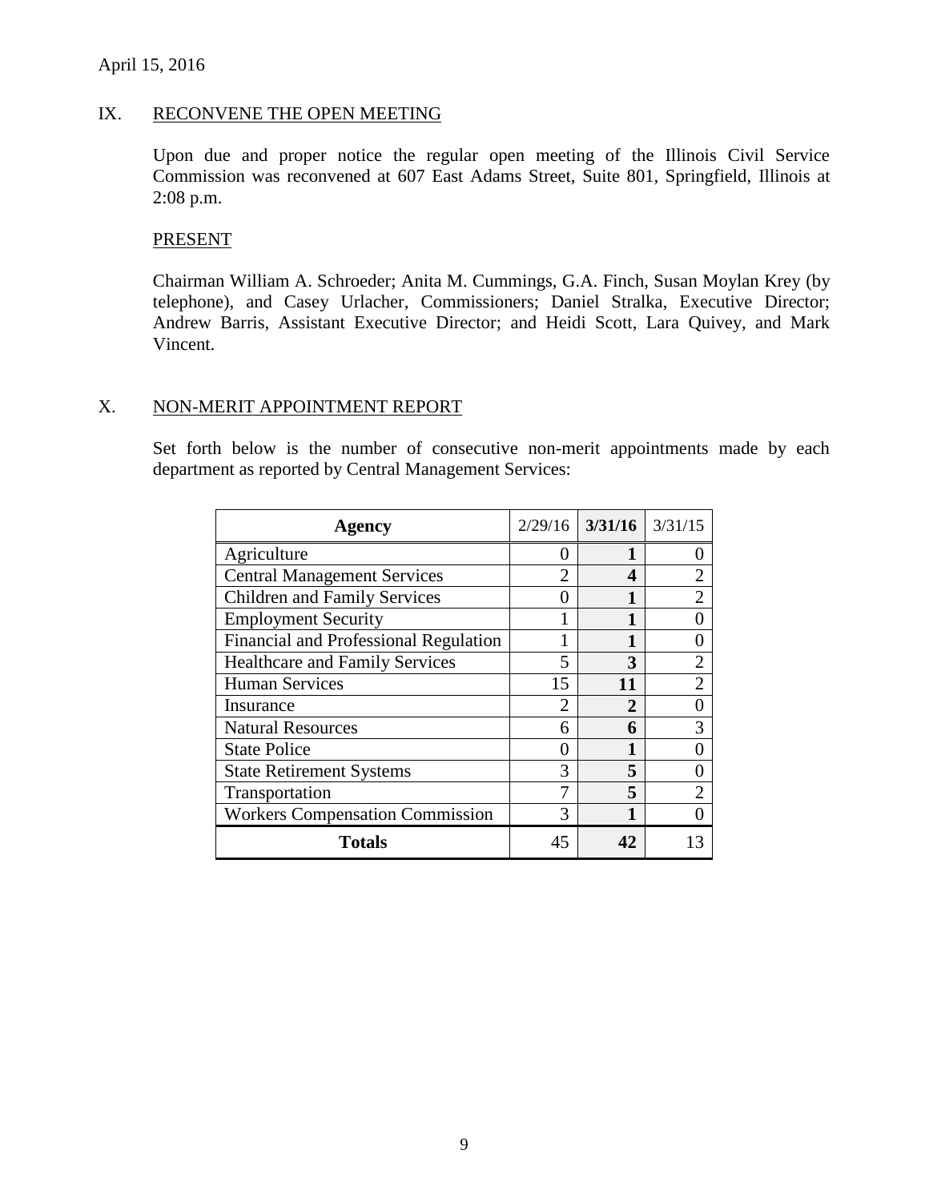## IX. RECONVENE THE OPEN MEETING

Upon due and proper notice the regular open meeting of the Illinois Civil Service Commission was reconvened at 607 East Adams Street, Suite 801, Springfield, Illinois at 2:08 p.m.

PRESENT

Chairman William A. Schroeder; Anita M. Cummings, G.A. Finch, Susan Moylan Krey (by telephone), and Casey Urlacher, Commissioners; Daniel Stralka, Executive Director; Andrew Barris, Assistant Executive Director; and Heidi Scott, Lara Quivey, and Mark Vincent.

## X. NON-MERIT APPOINTMENT REPORT

Set forth below is the number of consecutive non-merit appointments made by each department as reported by Central Management Services:

| Agency | 2/29/16 | 3/31/16 | 3/31/15 |
|---|---|---|---|
| Agriculture | 0 | **1** | 0 |
| Central Management Services | 2 | **4** | 2 |
| Children and Family Services | 0 | **1** | 2 |
| Employment Security | 1 | **1** | 0 |
| Financial and Professional Regulation | 1 | **1** | 0 |
| Healthcare and Family Services | 5 | **3** | 2 |
| Human Services | 15 | **11** | 2 |
| Insurance | 2 | **2** | 0 |
| Natural Resources | 6 | **6** | 3 |
| State Police | 0 | **1** | 0 |
| State Retirement Systems | 3 | **5** | 0 |
| Transportation | 7 | **5** | 2 |
| Workers Compensation Commission | 3 | **1** | 0 |
| **Totals** | 45 | **42** | 13 |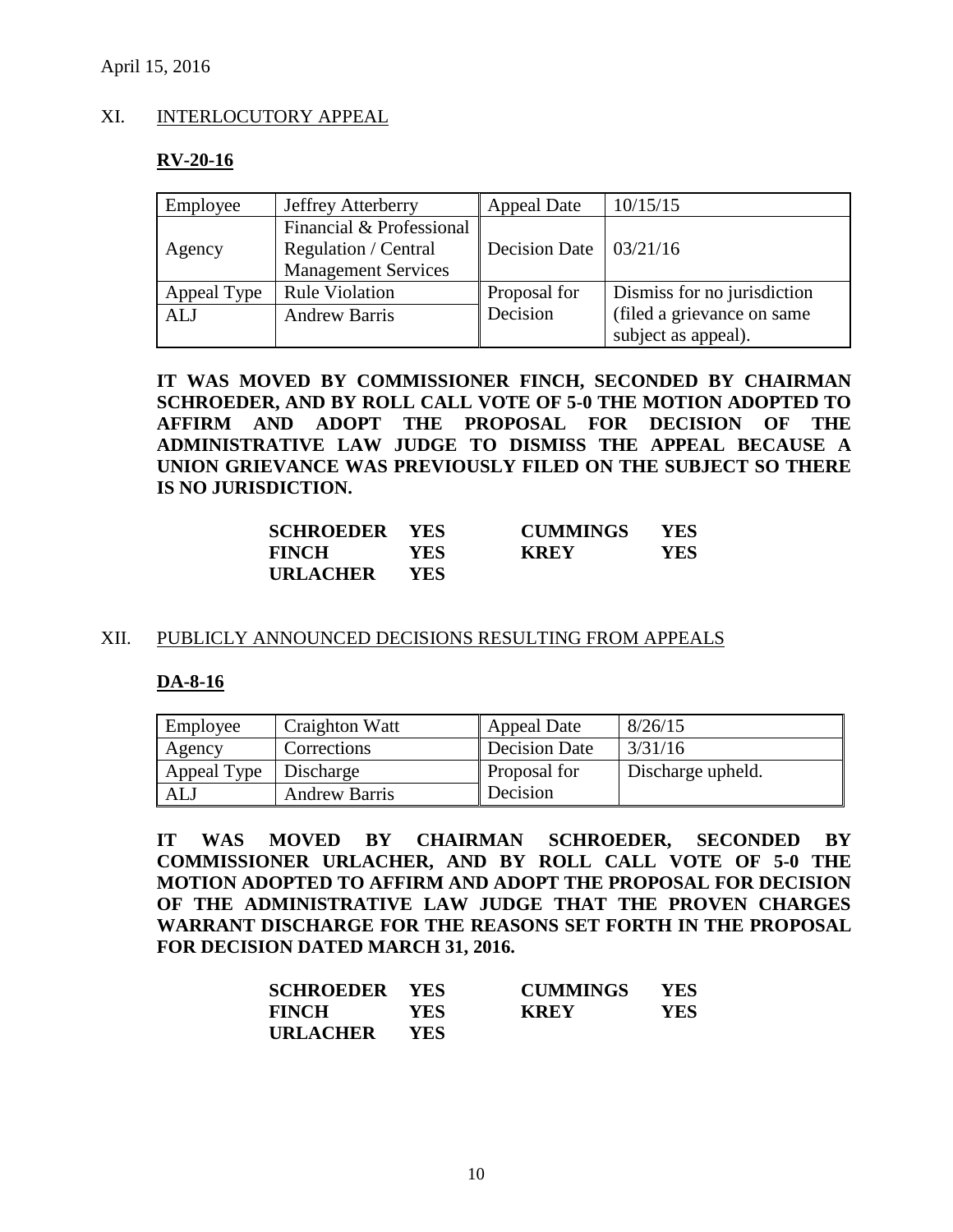April 15, 2016

## XI. INTERLOCUTORY APPEAL

**RV-20-16**

| Employee | Jeffrey Atterberry | Appeal Date | 10/15/15 |
|---|---|---|---|
| Agency | Financial & Professional Regulation / Central Management Services | Decision Date | 03/21/16 |
| Appeal Type | Rule Violation | Proposal for Decision | Dismiss for no jurisdiction (filed a grievance on same subject as appeal). |
| ALJ | Andrew Barris | | |

**IT WAS MOVED BY COMMISSIONER FINCH, SECONDED BY CHAIRMAN SCHROEDER, AND BY ROLL CALL VOTE OF 5-0 THE MOTION ADOPTED TO AFFIRM AND ADOPT THE PROPOSAL FOR DECISION OF THE ADMINISTRATIVE LAW JUDGE TO DISMISS THE APPEAL BECAUSE A UNION GRIEVANCE WAS PREVIOUSLY FILED ON THE SUBJECT SO THERE IS NO JURISDICTION.**

| | | | |
|---|---|---|---|
| **SCHROEDER** | **YES** | **CUMMINGS** | **YES** |
| **FINCH** | **YES** | **KREY** | **YES** |
| **URLACHER** | **YES** | | |

## XII. PUBLICLY ANNOUNCED DECISIONS RESULTING FROM APPEALS

**DA-8-16**

| Employee | Craighton Watt | Appeal Date | 8/26/15 |
|---|---|---|---|
| Agency | Corrections | Decision Date | 3/31/16 |
| Appeal Type | Discharge | Proposal for Decision | Discharge upheld. |
| ALJ | Andrew Barris | | |

**IT WAS MOVED BY CHAIRMAN SCHROEDER, SECONDED BY COMMISSIONER URLACHER, AND BY ROLL CALL VOTE OF 5-0 THE MOTION ADOPTED TO AFFIRM AND ADOPT THE PROPOSAL FOR DECISION OF THE ADMINISTRATIVE LAW JUDGE THAT THE PROVEN CHARGES WARRANT DISCHARGE FOR THE REASONS SET FORTH IN THE PROPOSAL FOR DECISION DATED MARCH 31, 2016.**

| | | | |
|---|---|---|---|
| **SCHROEDER** | **YES** | **CUMMINGS** | **YES** |
| **FINCH** | **YES** | **KREY** | **YES** |
| **URLACHER** | **YES** | | |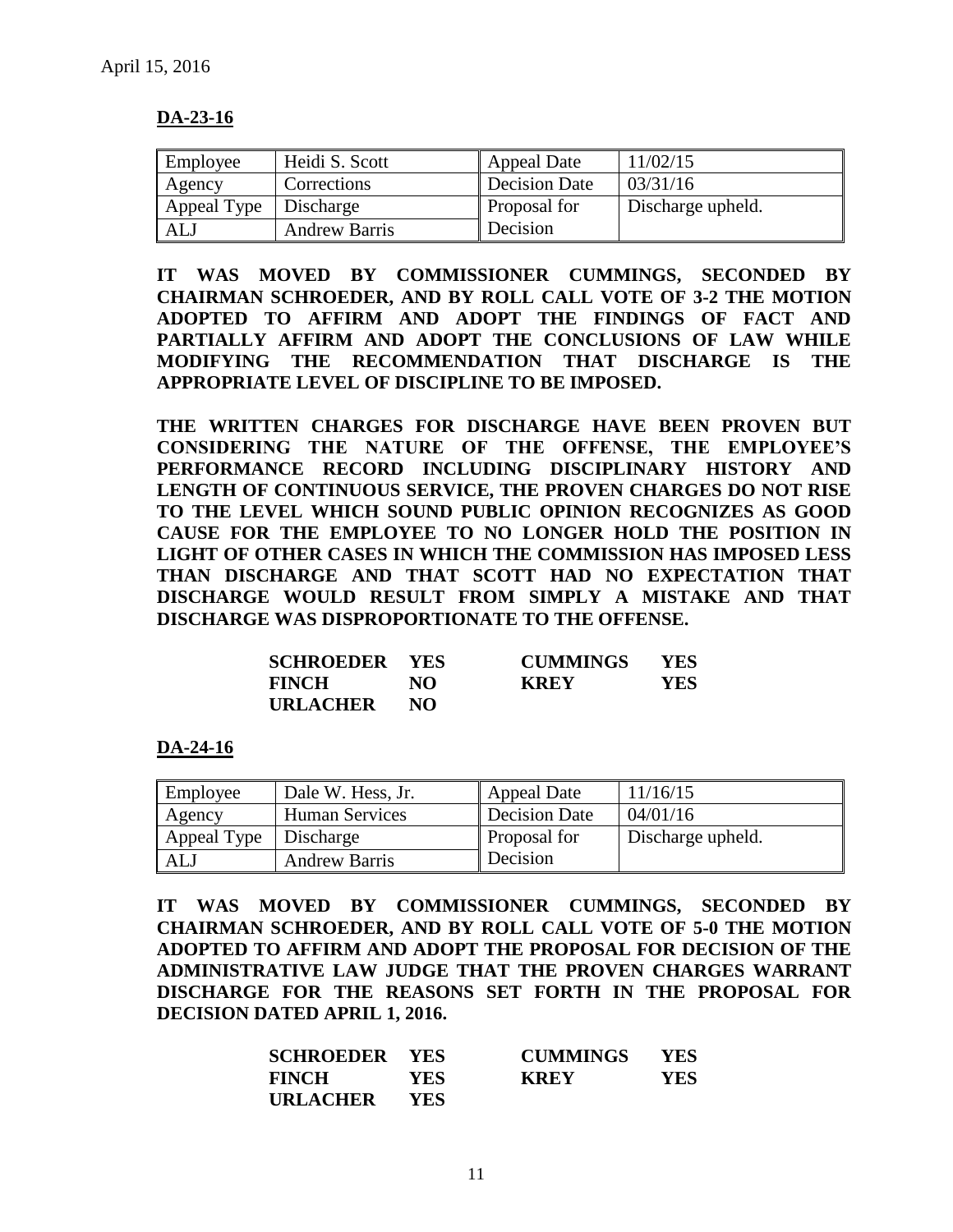April 15, 2016

**DA-23-16**

| Employee | Heidi S. Scott | Appeal Date | 11/02/15 |
|---|---|---|---|
| Agency | Corrections | Decision Date | 03/31/16 |
| Appeal Type | Discharge | Proposal for Decision | Discharge upheld. |
| ALJ | Andrew Barris | | |

**IT WAS MOVED BY COMMISSIONER CUMMINGS, SECONDED BY CHAIRMAN SCHROEDER, AND BY ROLL CALL VOTE OF 3-2 THE MOTION ADOPTED TO AFFIRM AND ADOPT THE FINDINGS OF FACT AND PARTIALLY AFFIRM AND ADOPT THE CONCLUSIONS OF LAW WHILE MODIFYING THE RECOMMENDATION THAT DISCHARGE IS THE APPROPRIATE LEVEL OF DISCIPLINE TO BE IMPOSED.**

**THE WRITTEN CHARGES FOR DISCHARGE HAVE BEEN PROVEN BUT CONSIDERING THE NATURE OF THE OFFENSE, THE EMPLOYEE'S PERFORMANCE RECORD INCLUDING DISCIPLINARY HISTORY AND LENGTH OF CONTINUOUS SERVICE, THE PROVEN CHARGES DO NOT RISE TO THE LEVEL WHICH SOUND PUBLIC OPINION RECOGNIZES AS GOOD CAUSE FOR THE EMPLOYEE TO NO LONGER HOLD THE POSITION IN LIGHT OF OTHER CASES IN WHICH THE COMMISSION HAS IMPOSED LESS THAN DISCHARGE AND THAT SCOTT HAD NO EXPECTATION THAT DISCHARGE WOULD RESULT FROM SIMPLY A MISTAKE AND THAT DISCHARGE WAS DISPROPORTIONATE TO THE OFFENSE.**

| | | | |
|---|---|---|---|
| **SCHROEDER** | **YES** | **CUMMINGS** | **YES** |
| **FINCH** | **NO** | **KREY** | **YES** |
| **URLACHER** | **NO** | | |

**DA-24-16**

| Employee | Dale W. Hess, Jr. | Appeal Date | 11/16/15 |
|---|---|---|---|
| Agency | Human Services | Decision Date | 04/01/16 |
| Appeal Type | Discharge | Proposal for Decision | Discharge upheld. |
| ALJ | Andrew Barris | | |

**IT WAS MOVED BY COMMISSIONER CUMMINGS, SECONDED BY CHAIRMAN SCHROEDER, AND BY ROLL CALL VOTE OF 5-0 THE MOTION ADOPTED TO AFFIRM AND ADOPT THE PROPOSAL FOR DECISION OF THE ADMINISTRATIVE LAW JUDGE THAT THE PROVEN CHARGES WARRANT DISCHARGE FOR THE REASONS SET FORTH IN THE PROPOSAL FOR DECISION DATED APRIL 1, 2016.**

| | | | |
|---|---|---|---|
| **SCHROEDER** | **YES** | **CUMMINGS** | **YES** |
| **FINCH** | **YES** | **KREY** | **YES** |
| **URLACHER** | **YES** | | |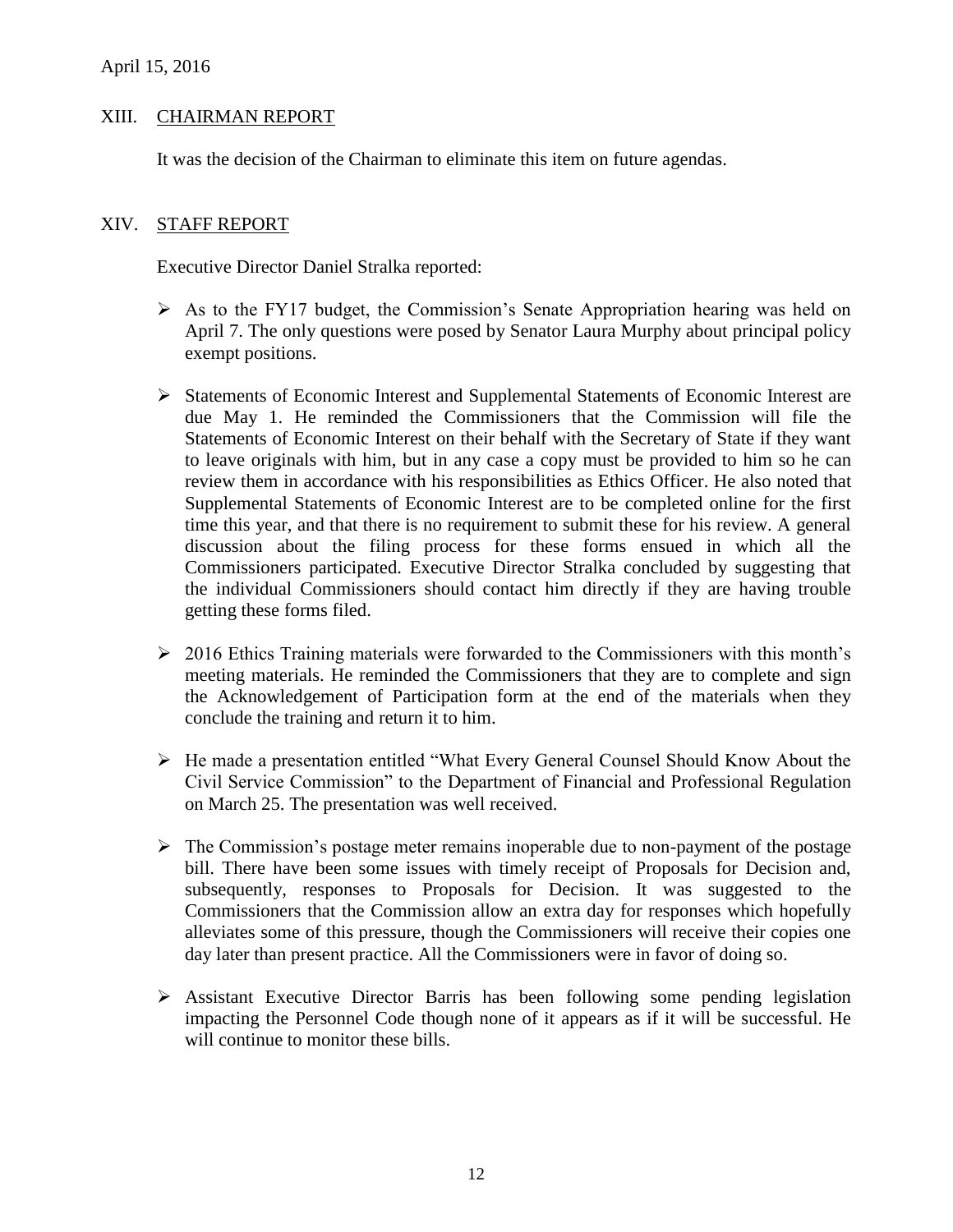April 15, 2016

## XIII. CHAIRMAN REPORT

It was the decision of the Chairman to eliminate this item on future agendas.

## XIV. STAFF REPORT

Executive Director Daniel Stralka reported:

- As to the FY17 budget, the Commission's Senate Appropriation hearing was held on April 7. The only questions were posed by Senator Laura Murphy about principal policy exempt positions.
- Statements of Economic Interest and Supplemental Statements of Economic Interest are due May 1. He reminded the Commissioners that the Commission will file the Statements of Economic Interest on their behalf with the Secretary of State if they want to leave originals with him, but in any case a copy must be provided to him so he can review them in accordance with his responsibilities as Ethics Officer. He also noted that Supplemental Statements of Economic Interest are to be completed online for the first time this year, and that there is no requirement to submit these for his review. A general discussion about the filing process for these forms ensued in which all the Commissioners participated. Executive Director Stralka concluded by suggesting that the individual Commissioners should contact him directly if they are having trouble getting these forms filed.
- 2016 Ethics Training materials were forwarded to the Commissioners with this month's meeting materials. He reminded the Commissioners that they are to complete and sign the Acknowledgement of Participation form at the end of the materials when they conclude the training and return it to him.
- He made a presentation entitled "What Every General Counsel Should Know About the Civil Service Commission" to the Department of Financial and Professional Regulation on March 25. The presentation was well received.
- The Commission's postage meter remains inoperable due to non-payment of the postage bill. There have been some issues with timely receipt of Proposals for Decision and, subsequently, responses to Proposals for Decision. It was suggested to the Commissioners that the Commission allow an extra day for responses which hopefully alleviates some of this pressure, though the Commissioners will receive their copies one day later than present practice. All the Commissioners were in favor of doing so.
- Assistant Executive Director Barris has been following some pending legislation impacting the Personnel Code though none of it appears as if it will be successful. He will continue to monitor these bills.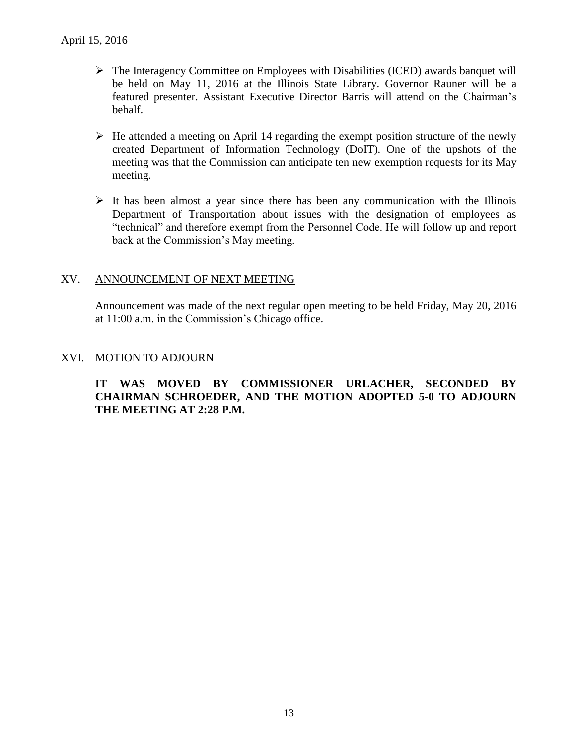- The Interagency Committee on Employees with Disabilities (ICED) awards banquet will be held on May 11, 2016 at the Illinois State Library. Governor Rauner will be a featured presenter. Assistant Executive Director Barris will attend on the Chairman's behalf.

- He attended a meeting on April 14 regarding the exempt position structure of the newly created Department of Information Technology (DoIT). One of the upshots of the meeting was that the Commission can anticipate ten new exemption requests for its May meeting.

- It has been almost a year since there has been any communication with the Illinois Department of Transportation about issues with the designation of employees as "technical" and therefore exempt from the Personnel Code. He will follow up and report back at the Commission's May meeting.

## XV. ANNOUNCEMENT OF NEXT MEETING

Announcement was made of the next regular open meeting to be held Friday, May 20, 2016 at 11:00 a.m. in the Commission's Chicago office.

## XVI. MOTION TO ADJOURN

**IT WAS MOVED BY COMMISSIONER URLACHER, SECONDED BY CHAIRMAN SCHROEDER, AND THE MOTION ADOPTED 5-0 TO ADJOURN THE MEETING AT 2:28 P.M.**